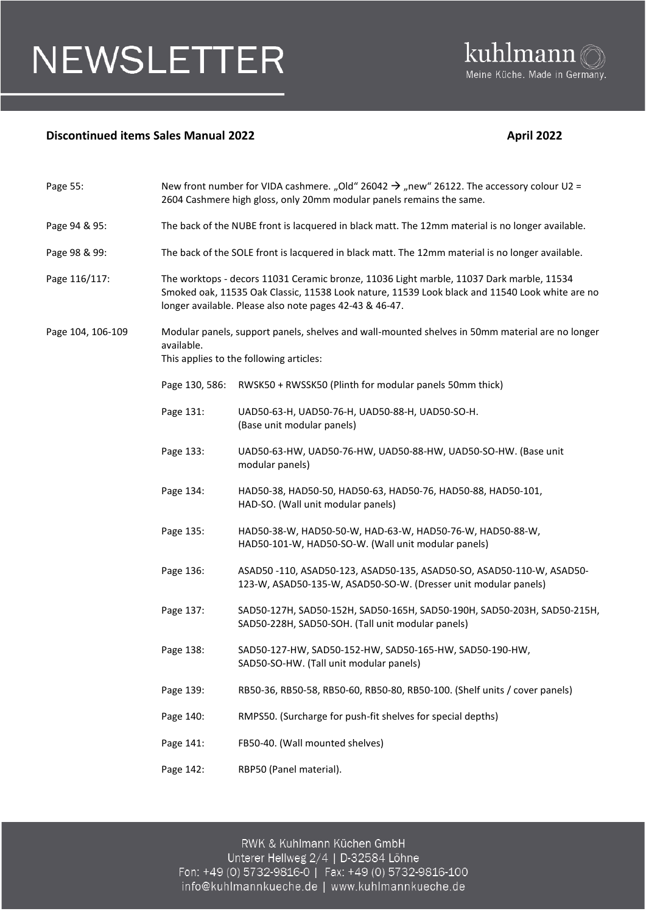# NEWSLETTER

kuhlmann
Meine Küche. Made in Germany.

**Discontinued items Sales Manual 2022** **April 2022**

| | |
|---|---|
| Page 55: | New front number for VIDA cashmere. „Old“ 26042 → „new“ 26122. The accessory colour U2 = 2604 Cashmere high gloss, only 20mm modular panels remains the same. |
| Page 94 & 95: | The back of the NUBE front is lacquered in black matt. The 12mm material is no longer available. |
| Page 98 & 99: | The back of the SOLE front is lacquered in black matt. The 12mm material is no longer available. |
| Page 116/117: | The worktops - decors 11031 Ceramic bronze, 11036 Light marble, 11037 Dark marble, 11534 Smoked oak, 11535 Oak Classic, 11538 Look nature, 11539 Look black and 11540 Look white are no longer available. Please also note pages 42-43 & 46-47. |
| Page 104, 106-109 | Modular panels, support panels, shelves and wall-mounted shelves in 50mm material are no longer available. This applies to the following articles: |

| | |
|---|---|
| Page 130, 586: | RWSK50 + RWSSK50 (Plinth for modular panels 50mm thick) |
| Page 131: | UAD50-63-H, UAD50-76-H, UAD50-88-H, UAD50-SO-H. (Base unit modular panels) |
| Page 133: | UAD50-63-HW, UAD50-76-HW, UAD50-88-HW, UAD50-SO-HW. (Base unit modular panels) |
| Page 134: | HAD50-38, HAD50-50, HAD50-63, HAD50-76, HAD50-88, HAD50-101, HAD-SO. (Wall unit modular panels) |
| Page 135: | HAD50-38-W, HAD50-50-W, HAD-63-W, HAD50-76-W, HAD50-88-W, HAD50-101-W, HAD50-SO-W. (Wall unit modular panels) |
| Page 136: | ASAD50 -110, ASAD50-123, ASAD50-135, ASAD50-SO, ASAD50-110-W, ASAD50-123-W, ASAD50-135-W, ASAD50-SO-W. (Dresser unit modular panels) |
| Page 137: | SAD50-127H, SAD50-152H, SAD50-165H, SAD50-190H, SAD50-203H, SAD50-215H, SAD50-228H, SAD50-SOH. (Tall unit modular panels) |
| Page 138: | SAD50-127-HW, SAD50-152-HW, SAD50-165-HW, SAD50-190-HW, SAD50-SO-HW. (Tall unit modular panels) |
| Page 139: | RB50-36, RB50-58, RB50-60, RB50-80, RB50-100. (Shelf units / cover panels) |
| Page 140: | RMPS50. (Surcharge for push-fit shelves for special depths) |
| Page 141: | FB50-40. (Wall mounted shelves) |
| Page 142: | RBP50 (Panel material). |

RWK & Kuhlmann Küchen GmbH
Unterer Hellweg 2/4 | D-32584 Löhne
Fon: +49 (0) 5732-9816-0 | Fax: +49 (0) 5732-9816-100
info@kuhlmannkueche.de | www.kuhlmannkueche.de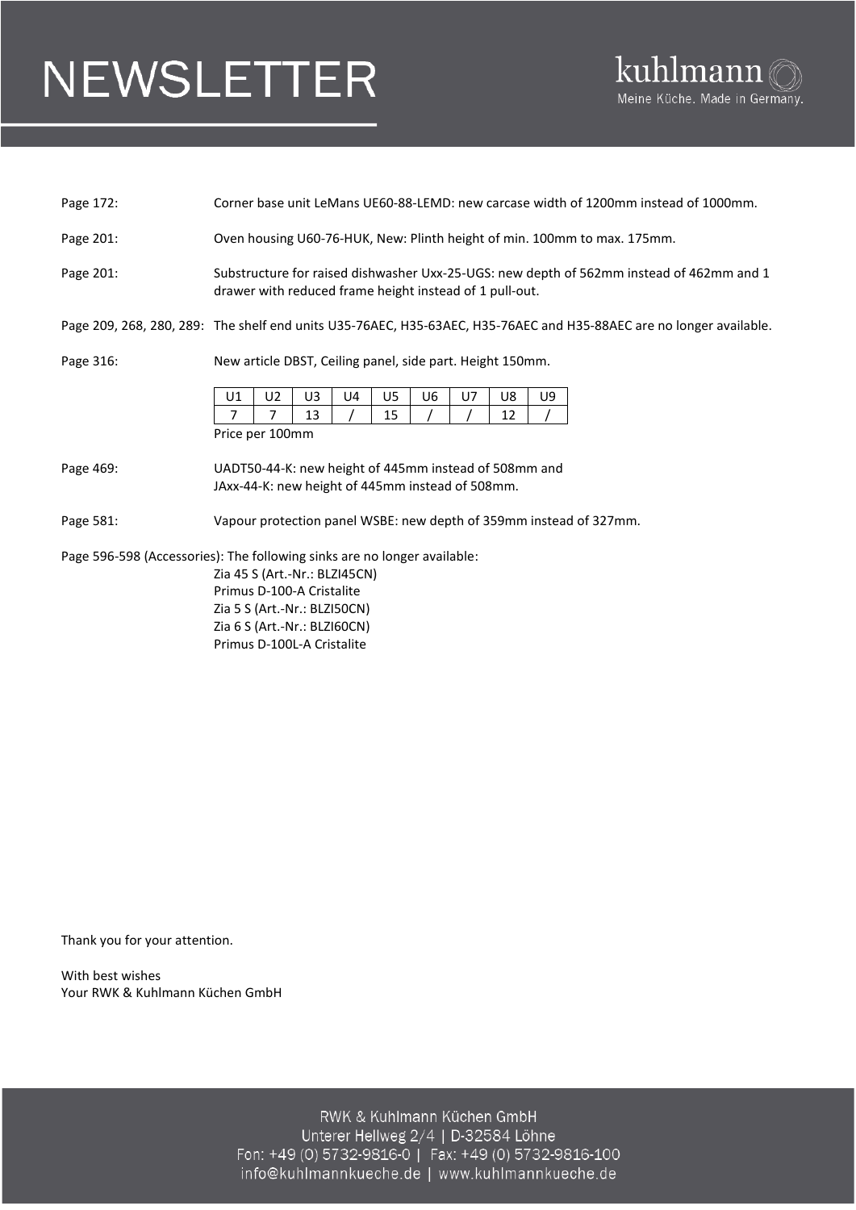# NEWSLETTER

kuhlmann
Meine Küche. Made in Germany.

Page 172: Corner base unit LeMans UE60-88-LEMD: new carcase width of 1200mm instead of 1000mm.

Page 201: Oven housing U60-76-HUK, New: Plinth height of min. 100mm to max. 175mm.

Page 201: Substructure for raised dishwasher Uxx-25-UGS: new depth of 562mm instead of 462mm and 1 drawer with reduced frame height instead of 1 pull-out.

Page 209, 268, 280, 289: The shelf end units U35-76AEC, H35-63AEC, H35-76AEC and H35-88AEC are no longer available.

Page 316: New article DBST, Ceiling panel, side part. Height 150mm.

| U1 | U2 | U3 | U4 | U5 | U6 | U7 | U8 | U9 |
|---|---|---|---|---|---|---|---|---|
| 7 | 7 | 13 | / | 15 | / | / | 12 | / |

Price per 100mm

Page 469: UADT50-44-K: new height of 445mm instead of 508mm and
JAxx-44-K: new height of 445mm instead of 508mm.

Page 581: Vapour protection panel WSBE: new depth of 359mm instead of 327mm.

Page 596-598 (Accessories): The following sinks are no longer available:
Zia 45 S (Art.-Nr.: BLZI45CN)
Primus D-100-A Cristalite
Zia 5 S (Art.-Nr.: BLZI50CN)
Zia 6 S (Art.-Nr.: BLZI60CN)
Primus D-100L-A Cristalite

Thank you for your attention.

With best wishes
Your RWK & Kuhlmann Küchen GmbH

RWK & Kuhlmann Küchen GmbH
Unterer Hellweg 2/4 | D-32584 Löhne
Fon: +49 (0) 5732-9816-0 | Fax: +49 (0) 5732-9816-100
info@kuhlmannkueche.de | www.kuhlmannkueche.de